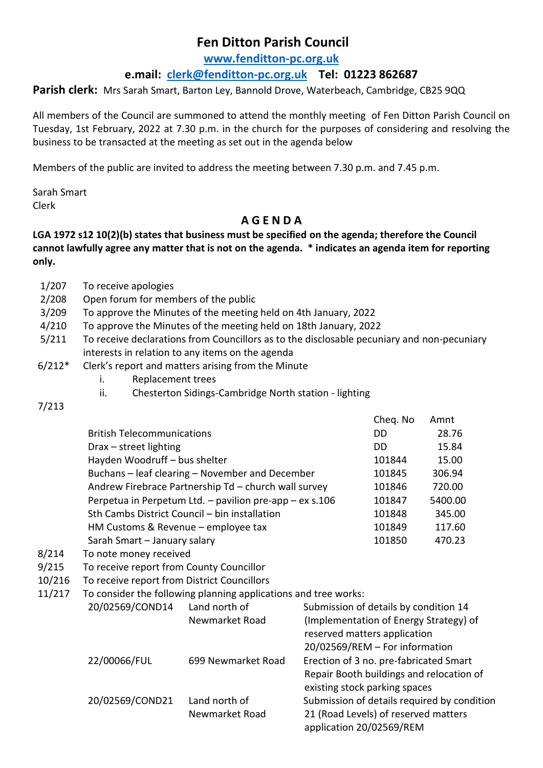# Fen Ditton Parish Council

**www.fenditton-pc.org.uk**

**e.mail: clerk@fenditton-pc.org.uk Tel: 01223 862687**

**Parish clerk:** Mrs Sarah Smart, Barton Ley, Bannold Drove, Waterbeach, Cambridge, CB25 9QQ

All members of the Council are summoned to attend the monthly meeting of Fen Ditton Parish Council on Tuesday, 1st February, 2022 at 7.30 p.m. in the church for the purposes of considering and resolving the business to be transacted at the meeting as set out in the agenda below

Members of the public are invited to address the meeting between 7.30 p.m. and 7.45 p.m.

Sarah Smart
Clerk

## A G E N D A

**LGA 1972 s12 10(2)(b) states that business must be specified on the agenda; therefore the Council cannot lawfully agree any matter that is not on the agenda. * indicates an agenda item for reporting only.**

1/207 To receive apologies

2/208 Open forum for members of the public

3/209 To approve the Minutes of the meeting held on 4th January, 2022

4/210 To approve the Minutes of the meeting held on 18th January, 2022

5/211 To receive declarations from Councillors as to the disclosable pecuniary and non-pecuniary interests in relation to any items on the agenda

6/212* Clerk's report and matters arising from the Minute

i. Replacement trees
ii. Chesterton Sidings-Cambridge North station - lighting

7/213

| | Cheq. No | Amnt |
|---|---|---|
| British Telecommunications | DD | 28.76 |
| Drax – street lighting | DD | 15.84 |
| Hayden Woodruff – bus shelter | 101844 | 15.00 |
| Buchans – leaf clearing – November and December | 101845 | 306.94 |
| Andrew Firebrace Partnership Td – church wall survey | 101846 | 720.00 |
| Perpetua in Perpetum Ltd. – pavilion pre-app – ex s.106 | 101847 | 5400.00 |
| Sth Cambs District Council – bin installation | 101848 | 345.00 |
| HM Customs & Revenue – employee tax | 101849 | 117.60 |
| Sarah Smart – January salary | 101850 | 470.23 |

8/214 To note money received

9/215 To receive report from County Councillor

10/216 To receive report from District Councillors

11/217 To consider the following planning applications and tree works:

| | | |
|---|---|---|
| 20/02569/COND14 | Land north of Newmarket Road | Submission of details by condition 14 (Implementation of Energy Strategy) of reserved matters application 20/02569/REM – For information |
| 22/00066/FUL | 699 Newmarket Road | Erection of 3 no. pre-fabricated Smart Repair Booth buildings and relocation of existing stock parking spaces |
| 20/02569/COND21 | Land north of Newmarket Road | Submission of details required by condition 21 (Road Levels) of reserved matters application 20/02569/REM |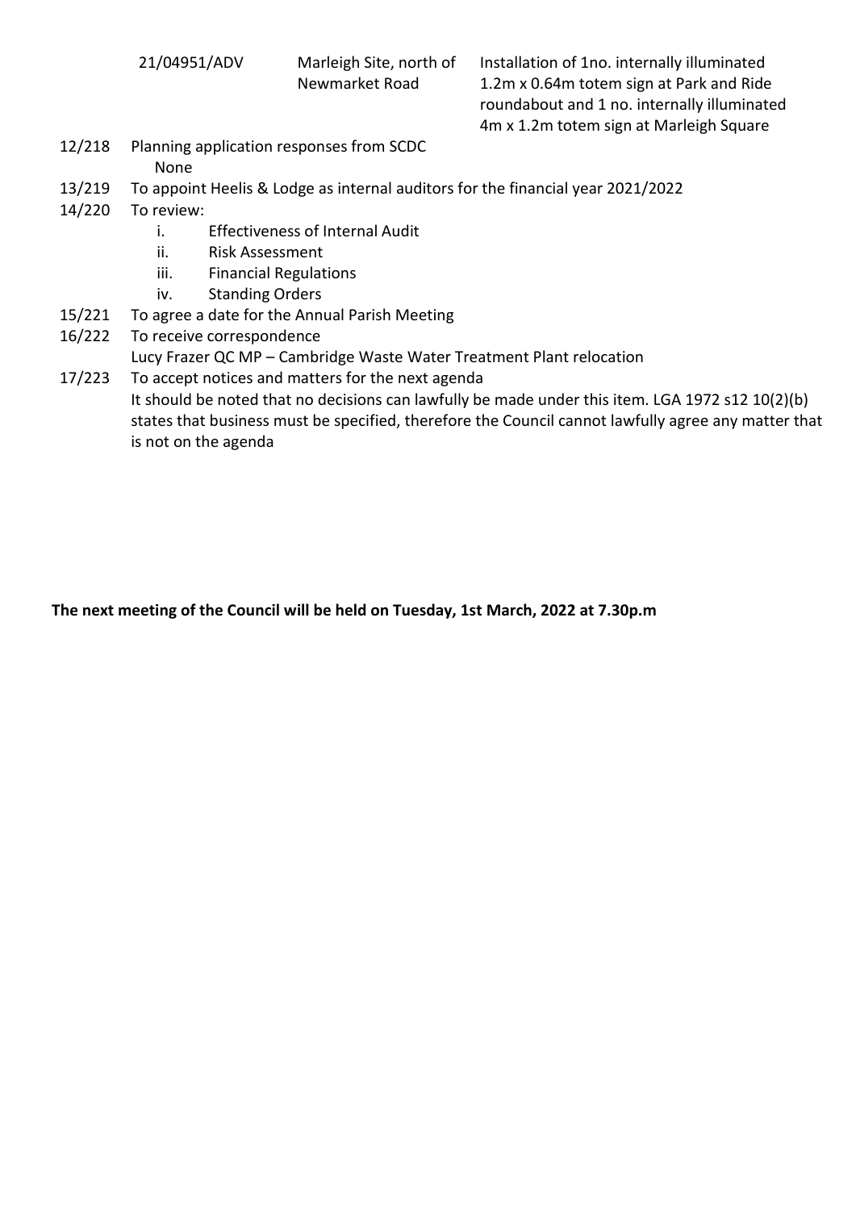| | | |
|---|---|---|
| 21/04951/ADV | Marleigh Site, north of Newmarket Road | Installation of 1no. internally illuminated 1.2m x 0.64m totem sign at Park and Ride roundabout and 1 no. internally illuminated 4m x 1.2m totem sign at Marleigh Square |

12/218 Planning application responses from SCDC

None

13/219 To appoint Heelis & Lodge as internal auditors for the financial year 2021/2022

14/220 To review:

i. Effectiveness of Internal Audit
ii. Risk Assessment
iii. Financial Regulations
iv. Standing Orders

15/221 To agree a date for the Annual Parish Meeting

16/222 To receive correspondence

Lucy Frazer QC MP – Cambridge Waste Water Treatment Plant relocation

17/223 To accept notices and matters for the next agenda

It should be noted that no decisions can lawfully be made under this item. LGA 1972 s12 10(2)(b) states that business must be specified, therefore the Council cannot lawfully agree any matter that is not on the agenda

**The next meeting of the Council will be held on Tuesday, 1st March, 2022 at 7.30p.m**